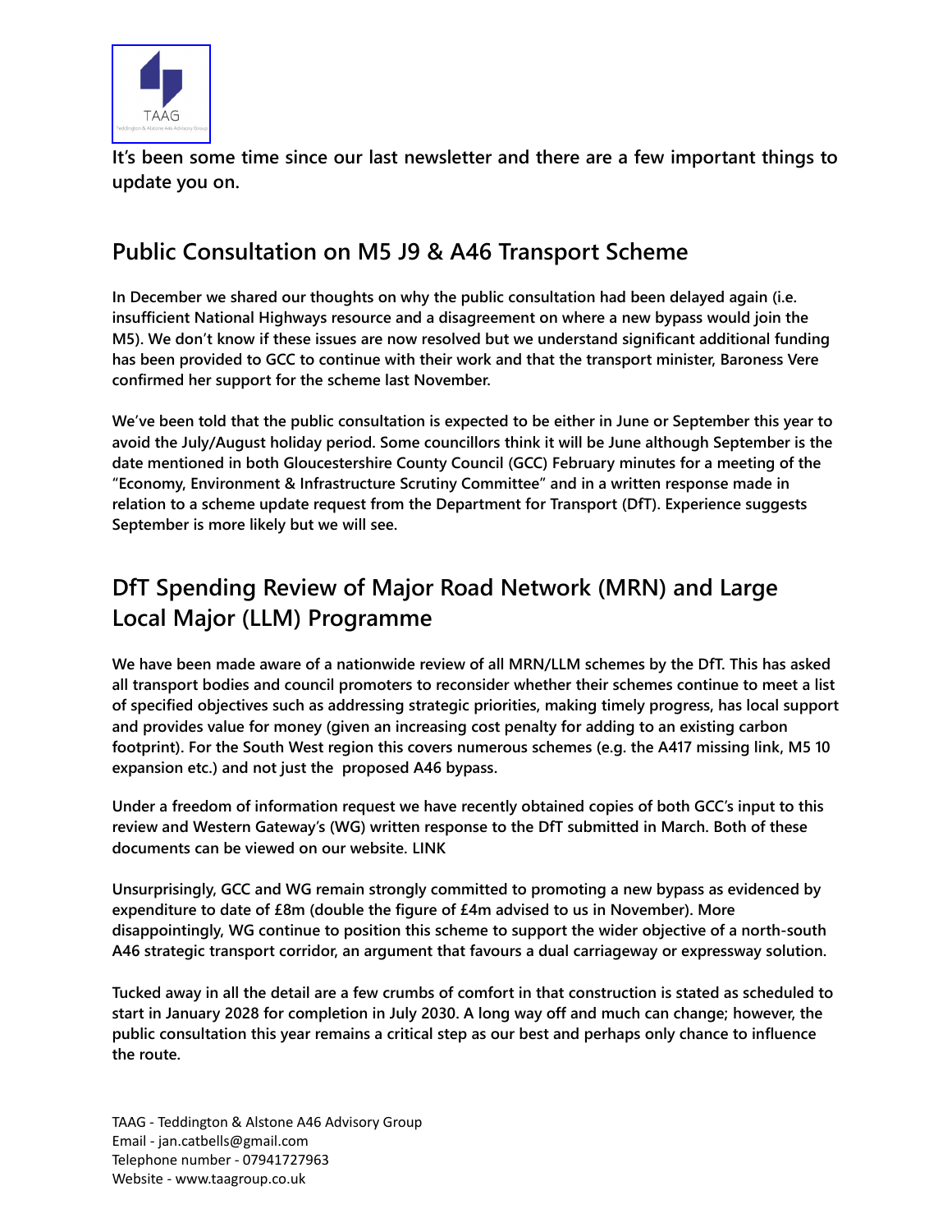TAAG

Teddington & Alstone A46 Advisory Group

**It's been some time since our last newsletter and there are a few important things to update you on.**

## Public Consultation on M5 J9 & A46 Transport Scheme

**In December we shared our thoughts on why the public consultation had been delayed again (i.e. insufficient National Highways resource and a disagreement on where a new bypass would join the M5). We don't know if these issues are now resolved but we understand significant additional funding has been provided to GCC to continue with their work and that the transport minister, Baroness Vere confirmed her support for the scheme last November.**

**We've been told that the public consultation is expected to be either in June or September this year to avoid the July/August holiday period. Some councillors think it will be June although September is the date mentioned in both Gloucestershire County Council (GCC) February minutes for a meeting of the "Economy, Environment & Infrastructure Scrutiny Committee" and in a written response made in relation to a scheme update request from the Department for Transport (DfT). Experience suggests September is more likely but we will see.**

## DfT Spending Review of Major Road Network (MRN) and Large Local Major (LLM) Programme

**We have been made aware of a nationwide review of all MRN/LLM schemes by the DfT. This has asked all transport bodies and council promoters to reconsider whether their schemes continue to meet a list of specified objectives such as addressing strategic priorities, making timely progress, has local support and provides value for money (given an increasing cost penalty for adding to an existing carbon footprint). For the South West region this covers numerous schemes (e.g. the A417 missing link, M5 10 expansion etc.) and not just the proposed A46 bypass.**

**Under a freedom of information request we have recently obtained copies of both GCC's input to this review and Western Gateway's (WG) written response to the DfT submitted in March. Both of these documents can be viewed on our website. LINK**

**Unsurprisingly, GCC and WG remain strongly committed to promoting a new bypass as evidenced by expenditure to date of £8m (double the figure of £4m advised to us in November). More disappointingly, WG continue to position this scheme to support the wider objective of a north-south A46 strategic transport corridor, an argument that favours a dual carriageway or expressway solution.**

**Tucked away in all the detail are a few crumbs of comfort in that construction is stated as scheduled to start in January 2028 for completion in July 2030. A long way off and much can change; however, the public consultation this year remains a critical step as our best and perhaps only chance to influence the route.**

TAAG - Teddington & Alstone A46 Advisory Group
Email - jan.catbells@gmail.com
Telephone number - 07941727963
Website - www.taagroup.co.uk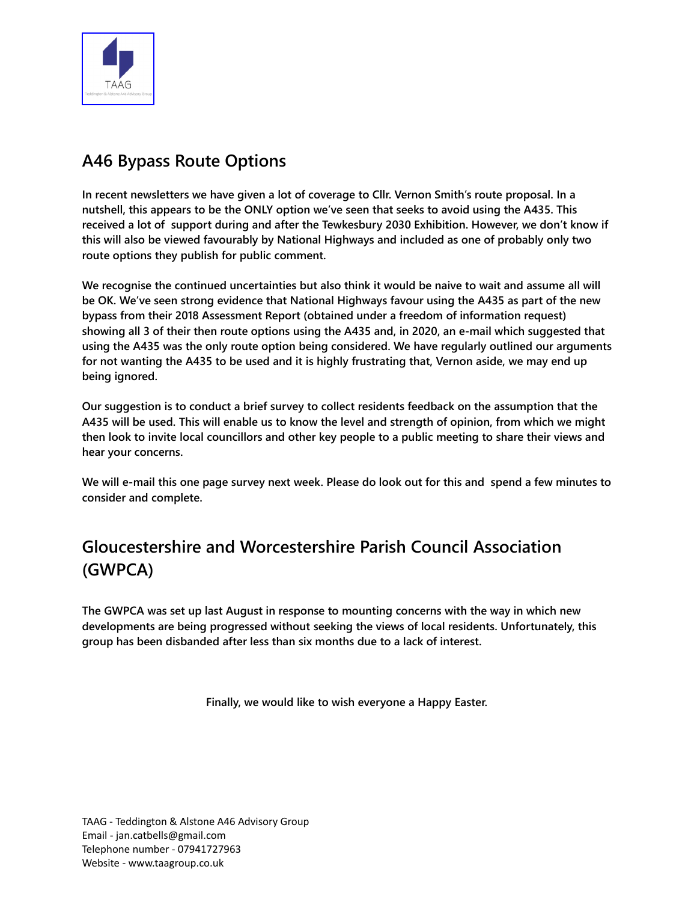## A46 Bypass Route Options

**In recent newsletters we have given a lot of coverage to Cllr. Vernon Smith's route proposal. In a nutshell, this appears to be the ONLY option we've seen that seeks to avoid using the A435. This received a lot of support during and after the Tewkesbury 2030 Exhibition. However, we don't know if this will also be viewed favourably by National Highways and included as one of probably only two route options they publish for public comment.**

**We recognise the continued uncertainties but also think it would be naive to wait and assume all will be OK. We've seen strong evidence that National Highways favour using the A435 as part of the new bypass from their 2018 Assessment Report (obtained under a freedom of information request) showing all 3 of their then route options using the A435 and, in 2020, an e-mail which suggested that using the A435 was the only route option being considered. We have regularly outlined our arguments for not wanting the A435 to be used and it is highly frustrating that, Vernon aside, we may end up being ignored.**

**Our suggestion is to conduct a brief survey to collect residents feedback on the assumption that the A435 will be used. This will enable us to know the level and strength of opinion, from which we might then look to invite local councillors and other key people to a public meeting to share their views and hear your concerns.**

**We will e-mail this one page survey next week. Please do look out for this and spend a few minutes to consider and complete.**

## Gloucestershire and Worcestershire Parish Council Association (GWPCA)

**The GWPCA was set up last August in response to mounting concerns with the way in which new developments are being progressed without seeking the views of local residents. Unfortunately, this group has been disbanded after less than six months due to a lack of interest.**

**Finally, we would like to wish everyone a Happy Easter.**

TAAG - Teddington & Alstone A46 Advisory Group
Email - jan.catbells@gmail.com
Telephone number - 07941727963
Website - www.taagroup.co.uk